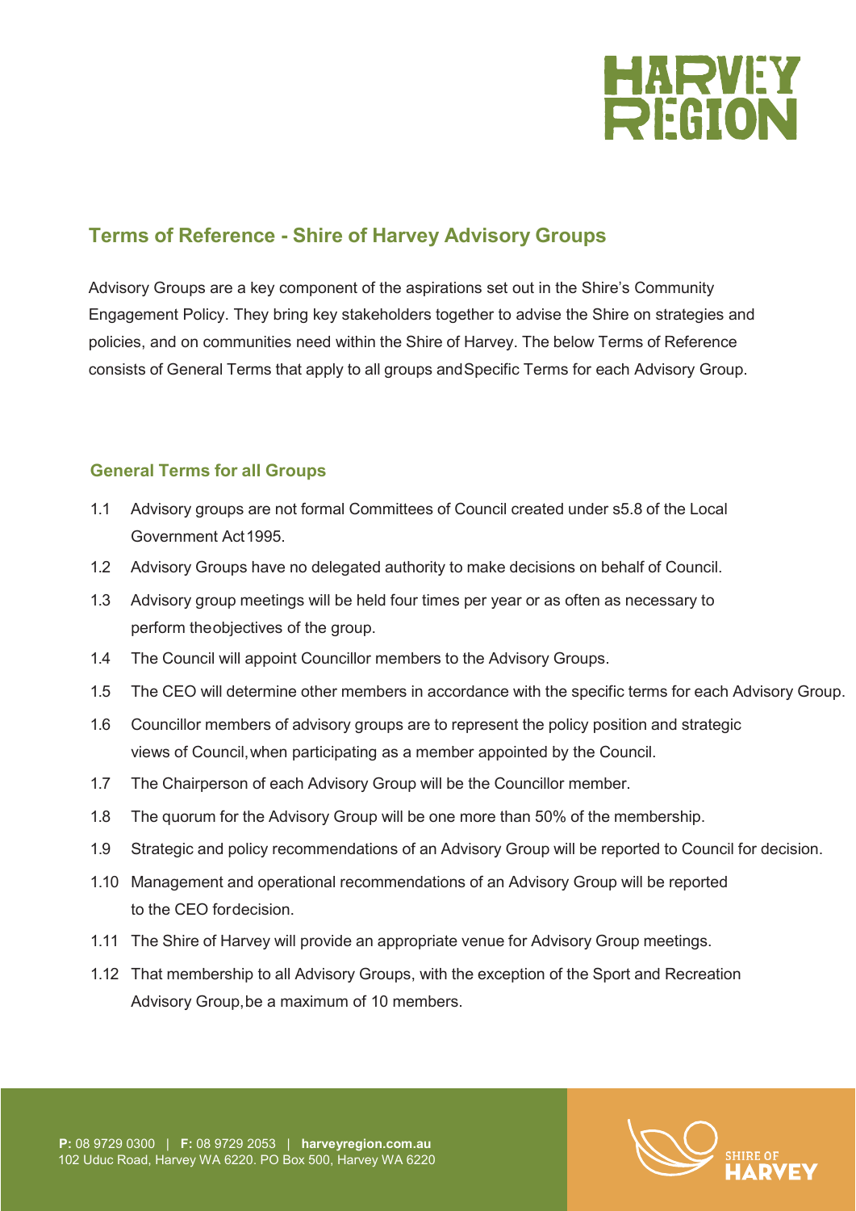## Terms of Reference - Shire of Harvey Advisory Groups

Advisory Groups are a key component of the aspirations set out in the Shire's Community Engagement Policy. They bring key stakeholders together to advise the Shire on strategies and policies, and on communities need within the Shire of Harvey. The below Terms of Reference consists of General Terms that apply to all groups and Specific Terms for each Advisory Group.

### General Terms for all Groups

1.1 Advisory groups are not formal Committees of Council created under s5.8 of the Local Government Act 1995.

1.2 Advisory Groups have no delegated authority to make decisions on behalf of Council.

1.3 Advisory group meetings will be held four times per year or as often as necessary to perform the objectives of the group.

1.4 The Council will appoint Councillor members to the Advisory Groups.

1.5 The CEO will determine other members in accordance with the specific terms for each Advisory Group.

1.6 Councillor members of advisory groups are to represent the policy position and strategic views of Council, when participating as a member appointed by the Council.

1.7 The Chairperson of each Advisory Group will be the Councillor member.

1.8 The quorum for the Advisory Group will be one more than 50% of the membership.

1.9 Strategic and policy recommendations of an Advisory Group will be reported to Council for decision.

1.10 Management and operational recommendations of an Advisory Group will be reported to the CEO for decision.

1.11 The Shire of Harvey will provide an appropriate venue for Advisory Group meetings.

1.12 That membership to all Advisory Groups, with the exception of the Sport and Recreation Advisory Group, be a maximum of 10 members.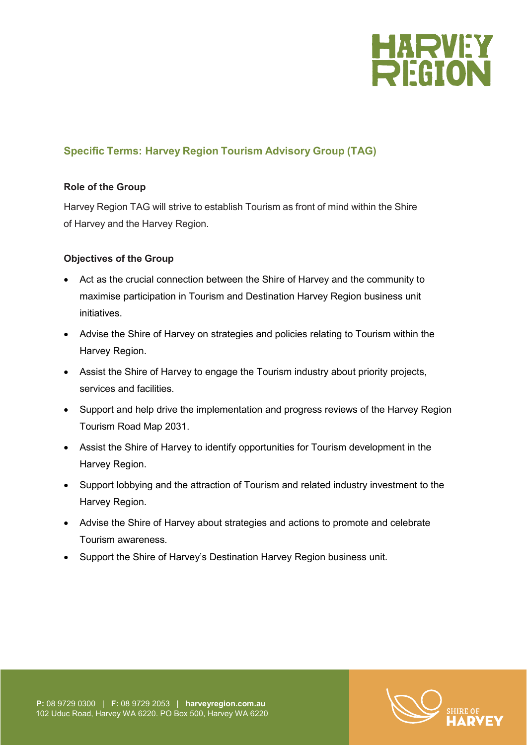## Specific Terms: Harvey Region Tourism Advisory Group (TAG)

### Role of the Group

Harvey Region TAG will strive to establish Tourism as front of mind within the Shire of Harvey and the Harvey Region.

### Objectives of the Group

- Act as the crucial connection between the Shire of Harvey and the community to maximise participation in Tourism and Destination Harvey Region business unit initiatives.
- Advise the Shire of Harvey on strategies and policies relating to Tourism within the Harvey Region.
- Assist the Shire of Harvey to engage the Tourism industry about priority projects, services and facilities.
- Support and help drive the implementation and progress reviews of the Harvey Region Tourism Road Map 2031.
- Assist the Shire of Harvey to identify opportunities for Tourism development in the Harvey Region.
- Support lobbying and the attraction of Tourism and related industry investment to the Harvey Region.
- Advise the Shire of Harvey about strategies and actions to promote and celebrate Tourism awareness.
- Support the Shire of Harvey's Destination Harvey Region business unit.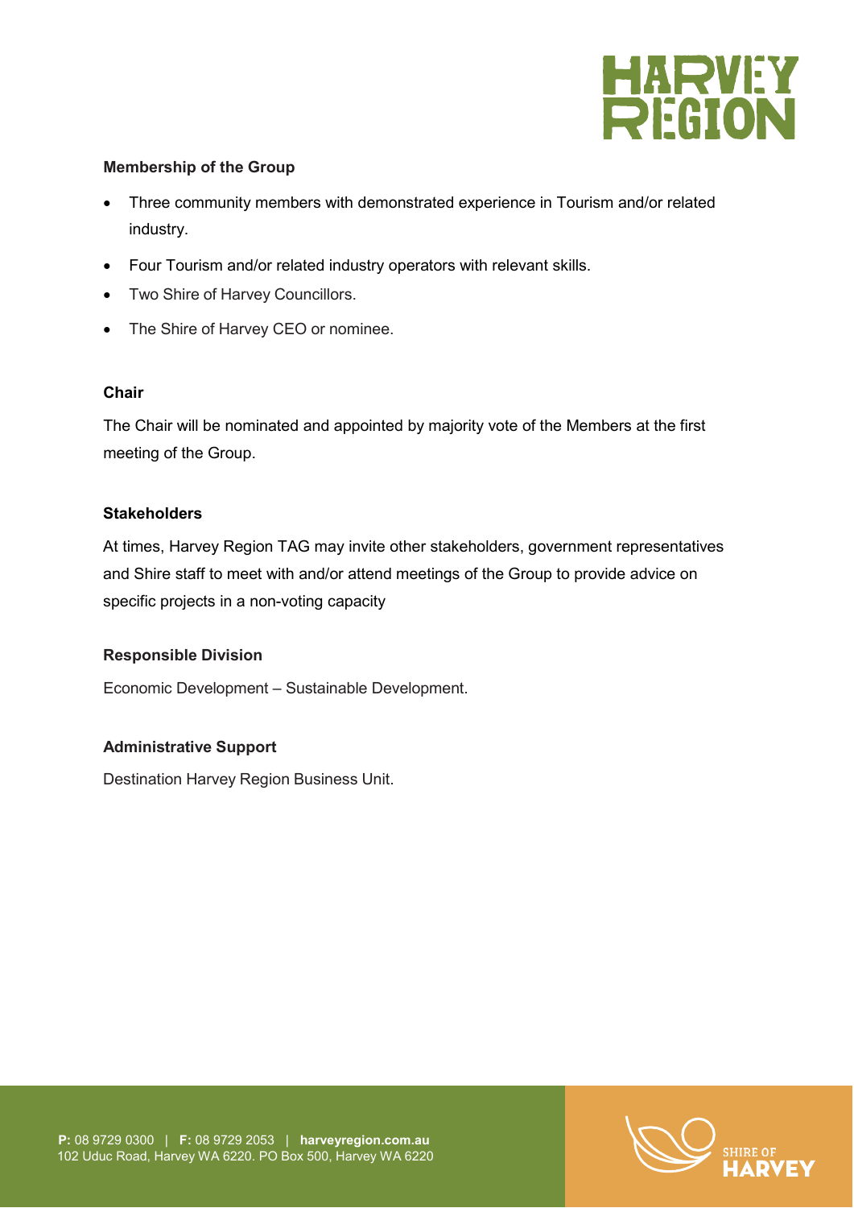**Membership of the Group**

- Three community members with demonstrated experience in Tourism and/or related industry.
- Four Tourism and/or related industry operators with relevant skills.
- Two Shire of Harvey Councillors.
- The Shire of Harvey CEO or nominee.

**Chair**

The Chair will be nominated and appointed by majority vote of the Members at the first meeting of the Group.

**Stakeholders**

At times, Harvey Region TAG may invite other stakeholders, government representatives and Shire staff to meet with and/or attend meetings of the Group to provide advice on specific projects in a non-voting capacity

**Responsible Division**

Economic Development – Sustainable Development.

**Administrative Support**

Destination Harvey Region Business Unit.